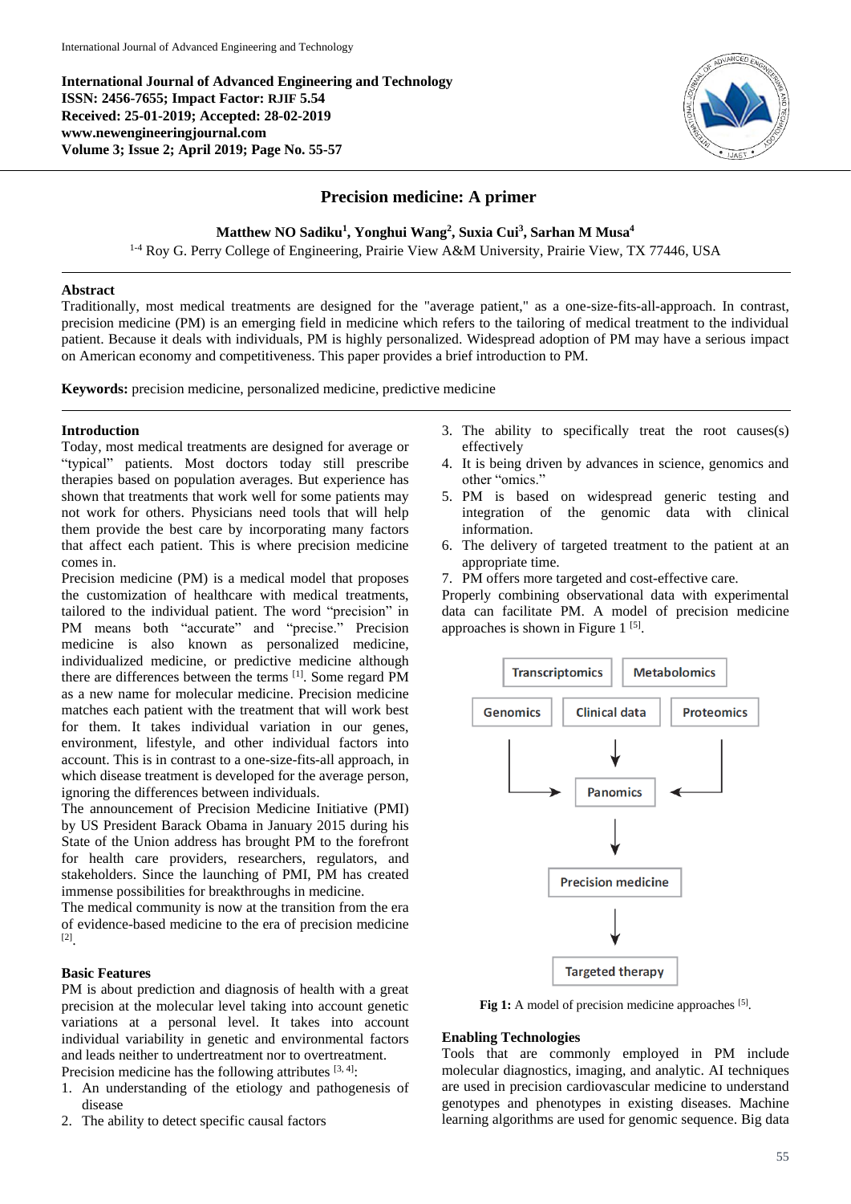International Journal of Advanced Engineering and Technology
ISSN: 2456-7655; Impact Factor: RJIF 5.54
Received: 25-01-2019; Accepted: 28-02-2019
www.newengineeringjournal.com
Volume 3; Issue 2; April 2019; Page No. 55-57

# Precision medicine: A primer

**Matthew NO Sadiku[1], Yonghui Wang[2], Suxia Cui[3], Sarhan M Musa[4]**

[1-4] Roy G. Perry College of Engineering, Prairie View A&M University, Prairie View, TX 77446, USA

## Abstract

Traditionally, most medical treatments are designed for the "average patient," as a one-size-fits-all-approach. In contrast, precision medicine (PM) is an emerging field in medicine which refers to the tailoring of medical treatment to the individual patient. Because it deals with individuals, PM is highly personalized. Widespread adoption of PM may have a serious impact on American economy and competitiveness. This paper provides a brief introduction to PM.

**Keywords:** precision medicine, personalized medicine, predictive medicine

## Introduction

Today, most medical treatments are designed for average or "typical" patients. Most doctors today still prescribe therapies based on population averages. But experience has shown that treatments that work well for some patients may not work for others. Physicians need tools that will help them provide the best care by incorporating many factors that affect each patient. This is where precision medicine comes in.

Precision medicine (PM) is a medical model that proposes the customization of healthcare with medical treatments, tailored to the individual patient. The word "precision" in PM means both "accurate" and "precise." Precision medicine is also known as personalized medicine, individualized medicine, or predictive medicine although there are differences between the terms [1]. Some regard PM as a new name for molecular medicine. Precision medicine matches each patient with the treatment that will work best for them. It takes individual variation in our genes, environment, lifestyle, and other individual factors into account. This is in contrast to a one-size-fits-all approach, in which disease treatment is developed for the average person, ignoring the differences between individuals.

The announcement of Precision Medicine Initiative (PMI) by US President Barack Obama in January 2015 during his State of the Union address has brought PM to the forefront for health care providers, researchers, regulators, and stakeholders. Since the launching of PMI, PM has created immense possibilities for breakthroughs in medicine.

The medical community is now at the transition from the era of evidence-based medicine to the era of precision medicine [2].

## Basic Features

PM is about prediction and diagnosis of health with a great precision at the molecular level taking into account genetic variations at a personal level. It takes into account individual variability in genetic and environmental factors and leads neither to undertreatment nor to overtreatment.

Precision medicine has the following attributes [3, 4]:

1. An understanding of the etiology and pathogenesis of disease
2. The ability to detect specific causal factors
3. The ability to specifically treat the root causes(s) effectively
4. It is being driven by advances in science, genomics and other "omics."
5. PM is based on widespread generic testing and integration of the genomic data with clinical information.
6. The delivery of targeted treatment to the patient at an appropriate time.
7. PM offers more targeted and cost-effective care.

Properly combining observational data with experimental data can facilitate PM. A model of precision medicine approaches is shown in Figure 1 [5].

Transcriptomics | Metabolomics | Genomics | Clinical data | Proteomics → Panomics → Precision medicine → Targeted therapy

**Fig 1:** A model of precision medicine approaches [5].

## Enabling Technologies

Tools that are commonly employed in PM include molecular diagnostics, imaging, and analytic. AI techniques are used in precision cardiovascular medicine to understand genotypes and phenotypes in existing diseases. Machine learning algorithms are used for genomic sequence. Big data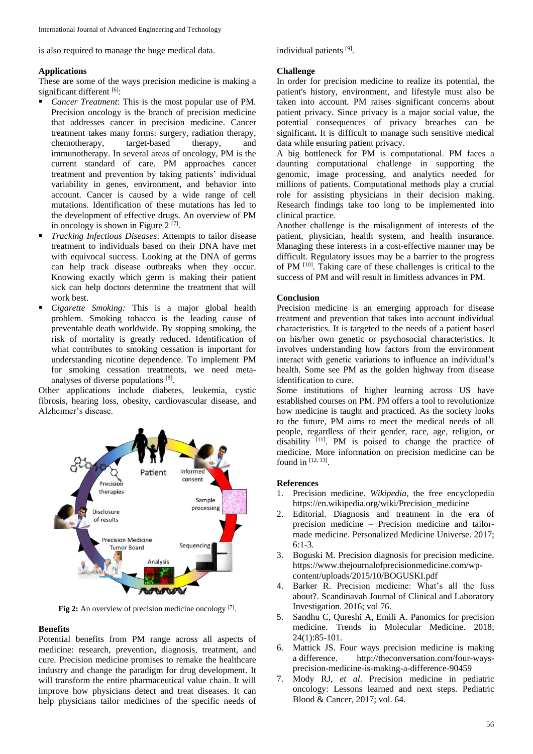is also required to manage the huge medical data.

## Applications

These are some of the ways precision medicine is making a significant different [6]:

- *Cancer Treatment*: This is the most popular use of PM. Precision oncology is the branch of precision medicine that addresses cancer in precision medicine. Cancer treatment takes many forms: surgery, radiation therapy, chemotherapy, target-based therapy, and immunotherapy. In several areas of oncology, PM is the current standard of care. PM approaches cancer treatment and prevention by taking patients' individual variability in genes, environment, and behavior into account. Cancer is caused by a wide range of cell mutations. Identification of these mutations has led to the development of effective drugs. An overview of PM in oncology is shown in Figure 2 [7].
- *Tracking Infectious Diseases*: Attempts to tailor disease treatment to individuals based on their DNA have met with equivocal success. Looking at the DNA of germs can help track disease outbreaks when they occur. Knowing exactly which germ is making their patient sick can help doctors determine the treatment that will work best.
- *Cigarette Smoking:* This is a major global health problem. Smoking tobacco is the leading cause of preventable death worldwide. By stopping smoking, the risk of mortality is greatly reduced. Identification of what contributes to smoking cessation is important for understanding nicotine dependence. To implement PM for smoking cessation treatments, we need meta-analyses of diverse populations [8].

Other applications include diabetes, leukemia, cystic fibrosis, hearing loss, obesity, cardiovascular disease, and Alzheimer's disease.

**Fig 2:** An overview of precision medicine oncology [7].

## Benefits

Potential benefits from PM range across all aspects of medicine: research, prevention, diagnosis, treatment, and cure. Precision medicine promises to remake the healthcare industry and change the paradigm for drug development. It will transform the entire pharmaceutical value chain. It will improve how physicians detect and treat diseases. It can help physicians tailor medicines of the specific needs of individual patients [9].

## Challenge

In order for precision medicine to realize its potential, the patient's history, environment, and lifestyle must also be taken into account. PM raises significant concerns about patient privacy. Since privacy is a major social value, the potential consequences of privacy breaches can be significant**.** It is difficult to manage such sensitive medical data while ensuring patient privacy.

A big bottleneck for PM is computational. PM faces a daunting computational challenge in supporting the genomic, image processing, and analytics needed for millions of patients. Computational methods play a crucial role for assisting physicians in their decision making. Research findings take too long to be implemented into clinical practice.

Another challenge is the misalignment of interests of the patient, physician, health system, and health insurance. Managing these interests in a cost-effective manner may be difficult. Regulatory issues may be a barrier to the progress of PM [10]. Taking care of these challenges is critical to the success of PM and will result in limitless advances in PM.

## Conclusion

Precision medicine is an emerging approach for disease treatment and prevention that takes into account individual characteristics. It is targeted to the needs of a patient based on his/her own genetic or psychosocial characteristics. It involves understanding how factors from the environment interact with genetic variations to influence an individual's health. Some see PM as the golden highway from disease identification to cure.

Some institutions of higher learning across US have established courses on PM. PM offers a tool to revolutionize how medicine is taught and practiced. As the society looks to the future, PM aims to meet the medical needs of all people, regardless of their gender, race, age, religion, or disability [11]. PM is poised to change the practice of medicine. More information on precision medicine can be found in [12, 13].

## References

1. Precision medicine. *Wikipedia,* the free encyclopedia https://en.wikipedia.org/wiki/Precision_medicine
2. Editorial. Diagnosis and treatment in the era of precision medicine – Precision medicine and tailor-made medicine. Personalized Medicine Universe. 2017; 6:1-3.
3. Boguski M. Precision diagnosis for precision medicine. https://www.thejournalofprecisionmedicine.com/wp-content/uploads/2015/10/BOGUSKI.pdf
4. Barker R. Precision medicine: What's all the fuss about?. Scandinavah Journal of Clinical and Laboratory Investigation. 2016; vol 76.
5. Sandhu C, Qureshi A, Emili A. Panomics for precision medicine. Trends in Molecular Medicine. 2018; 24(1):85-101.
6. Mattick JS. Four ways precision medicine is making a difference. http://theconversation.com/four-ways-precision-medicine-is-making-a-difference-90459
7. Mody RJ, *et al.* Precision medicine in pediatric oncology: Lessons learned and next steps. Pediatric Blood & Cancer, 2017; vol. 64.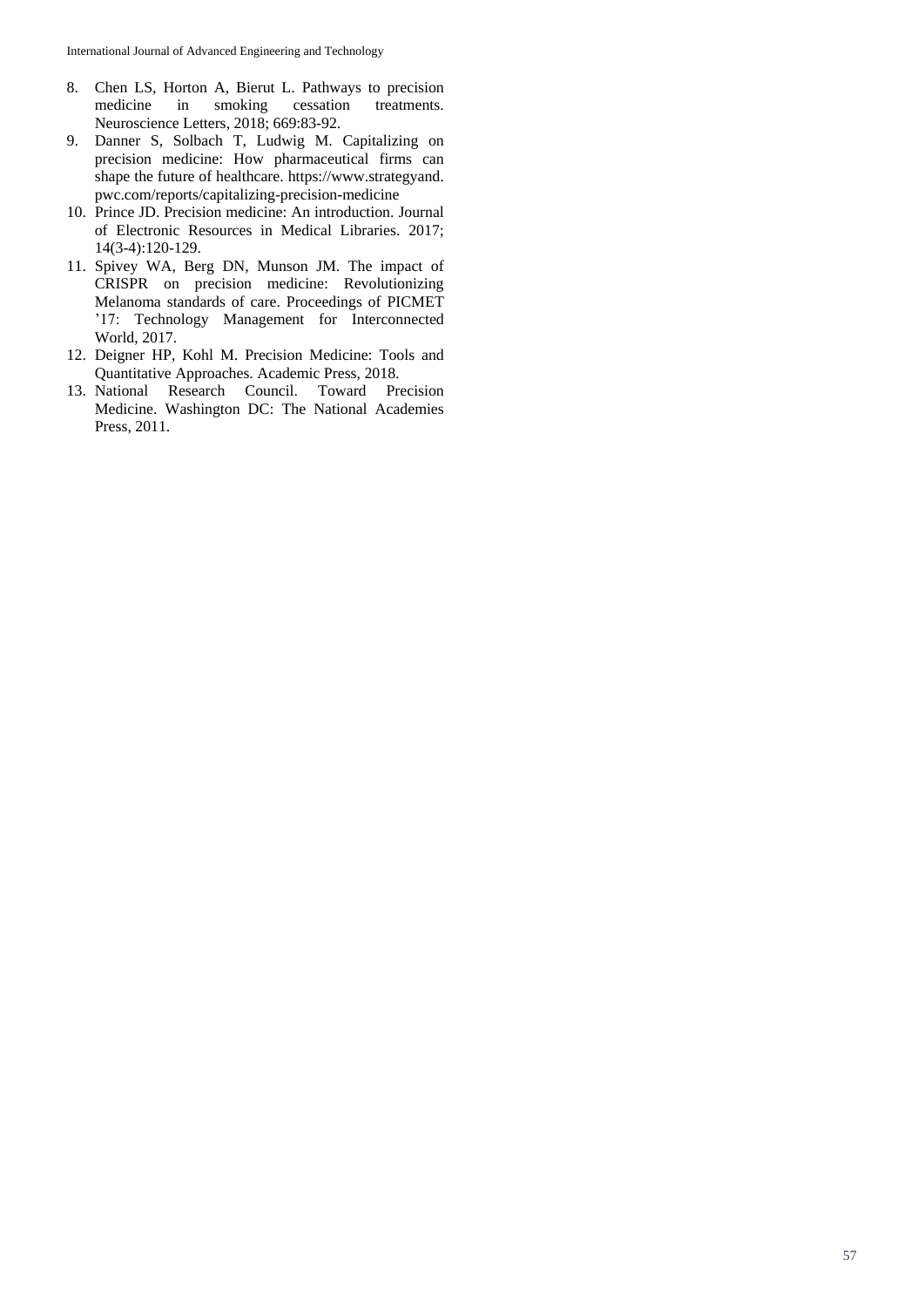8. Chen LS, Horton A, Bierut L. Pathways to precision medicine in smoking cessation treatments. Neuroscience Letters, 2018; 669:83-92.
9. Danner S, Solbach T, Ludwig M. Capitalizing on precision medicine: How pharmaceutical firms can shape the future of healthcare. https://www.strategyand.pwc.com/reports/capitalizing-precision-medicine
10. Prince JD. Precision medicine: An introduction. Journal of Electronic Resources in Medical Libraries. 2017; 14(3-4):120-129.
11. Spivey WA, Berg DN, Munson JM. The impact of CRISPR on precision medicine: Revolutionizing Melanoma standards of care. Proceedings of PICMET '17: Technology Management for Interconnected World, 2017.
12. Deigner HP, Kohl M. Precision Medicine: Tools and Quantitative Approaches. Academic Press, 2018.
13. National Research Council. Toward Precision Medicine. Washington DC: The National Academies Press, 2011.